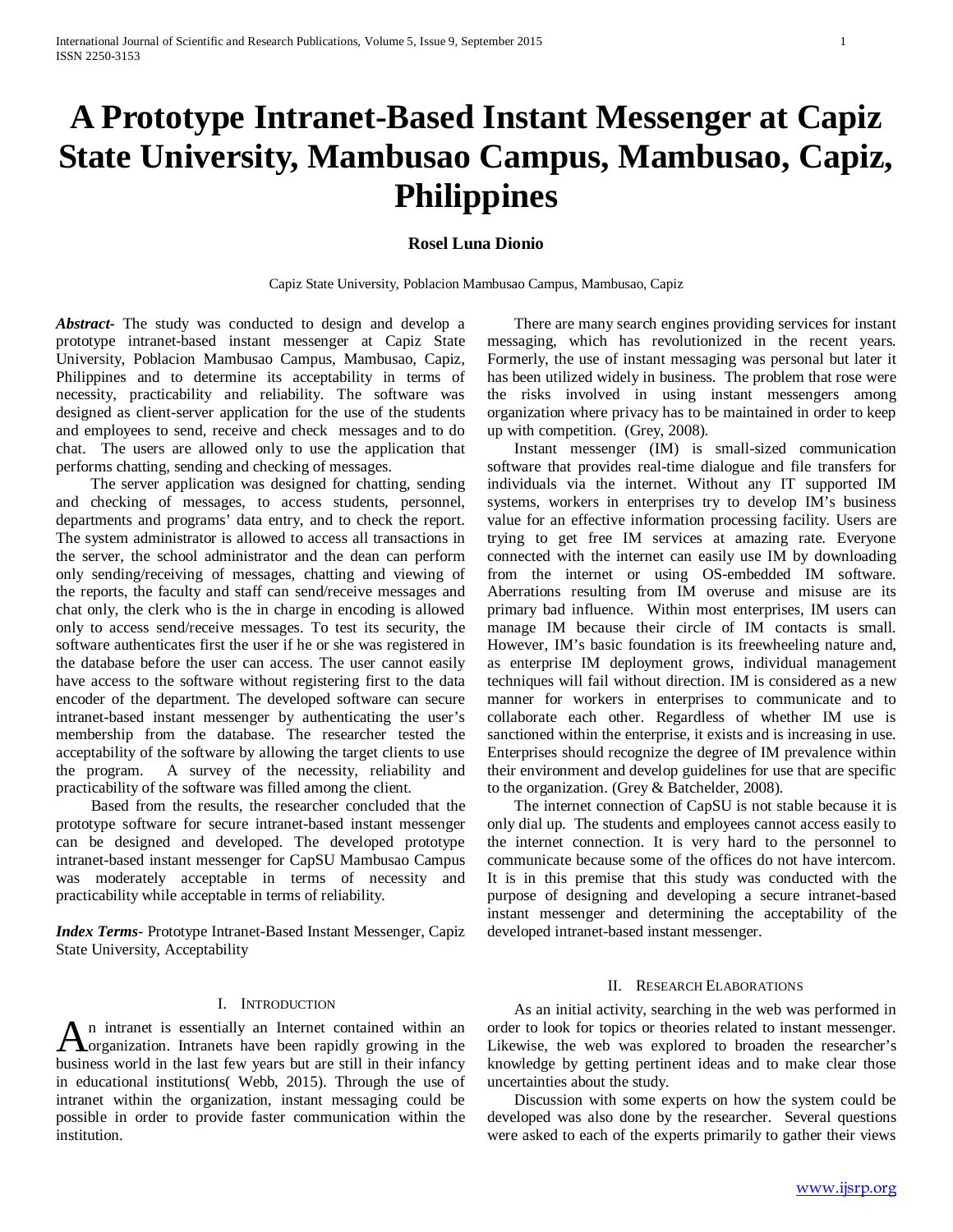# A Prototype Intranet-Based Instant Messenger at Capiz State University, Mambusao Campus, Mambusao, Capiz, Philippines

**Rosel Luna Dionio**

Capiz State University, Poblacion Mambusao Campus, Mambusao, Capiz

***Abstract***- The study was conducted to design and develop a prototype intranet-based instant messenger at Capiz State University, Poblacion Mambusao Campus, Mambusao, Capiz, Philippines and to determine its acceptability in terms of necessity, practicability and reliability. The software was designed as client-server application for the use of the students and employees to send, receive and check messages and to do chat. The users are allowed only to use the application that performs chatting, sending and checking of messages.

The server application was designed for chatting, sending and checking of messages, to access students, personnel, departments and programs' data entry, and to check the report. The system administrator is allowed to access all transactions in the server, the school administrator and the dean can perform only sending/receiving of messages, chatting and viewing of the reports, the faculty and staff can send/receive messages and chat only, the clerk who is the in charge in encoding is allowed only to access send/receive messages. To test its security, the software authenticates first the user if he or she was registered in the database before the user can access. The user cannot easily have access to the software without registering first to the data encoder of the department. The developed software can secure intranet-based instant messenger by authenticating the user's membership from the database. The researcher tested the acceptability of the software by allowing the target clients to use the program. A survey of the necessity, reliability and practicability of the software was filled among the client.

Based from the results, the researcher concluded that the prototype software for secure intranet-based instant messenger can be designed and developed. The developed prototype intranet-based instant messenger for CapSU Mambusao Campus was moderately acceptable in terms of necessity and practicability while acceptable in terms of reliability.

***Index Terms***- Prototype Intranet-Based Instant Messenger, Capiz State University, Acceptability

## I. Introduction

An intranet is essentially an Internet contained within an organization. Intranets have been rapidly growing in the business world in the last few years but are still in their infancy in educational institutions( Webb, 2015). Through the use of intranet within the organization, instant messaging could be possible in order to provide faster communication within the institution.

There are many search engines providing services for instant messaging, which has revolutionized in the recent years. Formerly, the use of instant messaging was personal but later it has been utilized widely in business. The problem that rose were the risks involved in using instant messengers among organization where privacy has to be maintained in order to keep up with competition. (Grey, 2008).

Instant messenger (IM) is small-sized communication software that provides real-time dialogue and file transfers for individuals via the internet. Without any IT supported IM systems, workers in enterprises try to develop IM's business value for an effective information processing facility. Users are trying to get free IM services at amazing rate. Everyone connected with the internet can easily use IM by downloading from the internet or using OS-embedded IM software. Aberrations resulting from IM overuse and misuse are its primary bad influence. Within most enterprises, IM users can manage IM because their circle of IM contacts is small. However, IM's basic foundation is its freewheeling nature and, as enterprise IM deployment grows, individual management techniques will fail without direction. IM is considered as a new manner for workers in enterprises to communicate and to collaborate each other. Regardless of whether IM use is sanctioned within the enterprise, it exists and is increasing in use. Enterprises should recognize the degree of IM prevalence within their environment and develop guidelines for use that are specific to the organization. (Grey & Batchelder, 2008).

The internet connection of CapSU is not stable because it is only dial up. The students and employees cannot access easily to the internet connection. It is very hard to the personnel to communicate because some of the offices do not have intercom. It is in this premise that this study was conducted with the purpose of designing and developing a secure intranet-based instant messenger and determining the acceptability of the developed intranet-based instant messenger.

## II. Research Elaborations

As an initial activity, searching in the web was performed in order to look for topics or theories related to instant messenger. Likewise, the web was explored to broaden the researcher's knowledge by getting pertinent ideas and to make clear those uncertainties about the study.

Discussion with some experts on how the system could be developed was also done by the researcher. Several questions were asked to each of the experts primarily to gather their views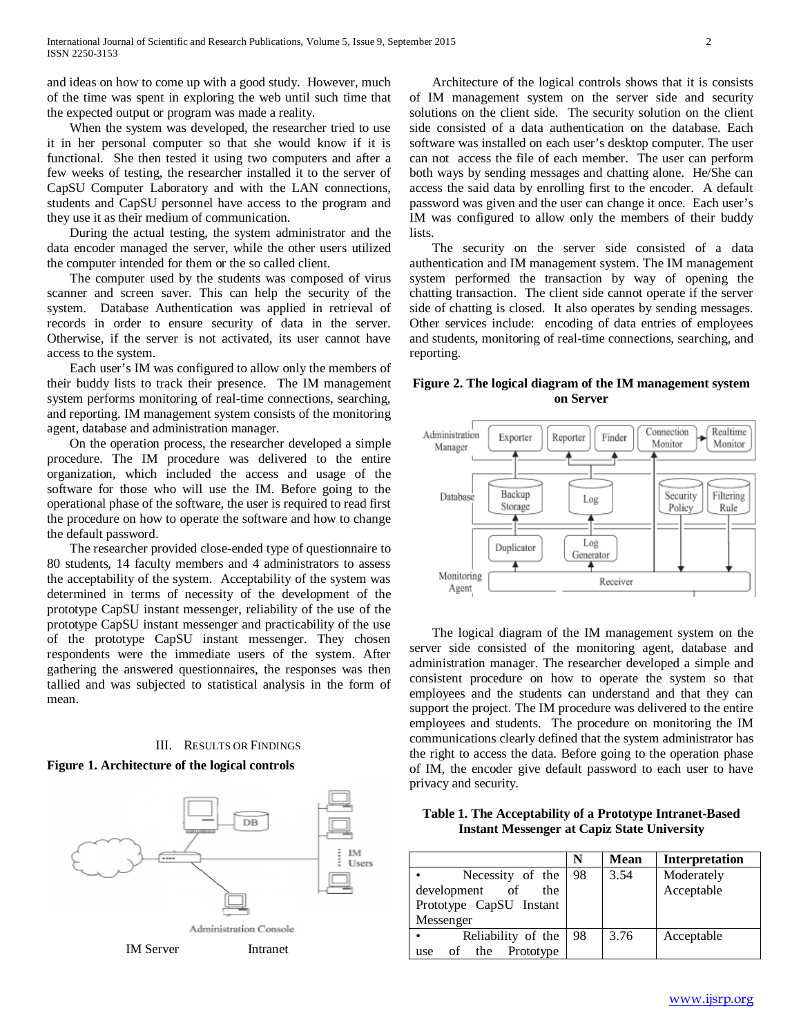and ideas on how to come up with a good study. However, much of the time was spent in exploring the web until such time that the expected output or program was made a reality.

When the system was developed, the researcher tried to use it in her personal computer so that she would know if it is functional. She then tested it using two computers and after a few weeks of testing, the researcher installed it to the server of CapSU Computer Laboratory and with the LAN connections, students and CapSU personnel have access to the program and they use it as their medium of communication.

During the actual testing, the system administrator and the data encoder managed the server, while the other users utilized the computer intended for them or the so called client.

The computer used by the students was composed of virus scanner and screen saver. This can help the security of the system. Database Authentication was applied in retrieval of records in order to ensure security of data in the server. Otherwise, if the server is not activated, its user cannot have access to the system.

Each user's IM was configured to allow only the members of their buddy lists to track their presence. The IM management system performs monitoring of real-time connections, searching, and reporting. IM management system consists of the monitoring agent, database and administration manager.

On the operation process, the researcher developed a simple procedure. The IM procedure was delivered to the entire organization, which included the access and usage of the software for those who will use the IM. Before going to the operational phase of the software, the user is required to read first the procedure on how to operate the software and how to change the default password.

The researcher provided close-ended type of questionnaire to 80 students, 14 faculty members and 4 administrators to assess the acceptability of the system. Acceptability of the system was determined in terms of necessity of the development of the prototype CapSU instant messenger, reliability of the use of the prototype CapSU instant messenger and practicability of the use of the prototype CapSU instant messenger. They chosen respondents were the immediate users of the system. After gathering the answered questionnaires, the responses was then tallied and was subjected to statistical analysis in the form of mean.

## III. Results or Findings

**Figure 1. Architecture of the logical controls**

DB

IM Users

Administration Console

IM Server Intranet

Architecture of the logical controls shows that it is consists of IM management system on the server side and security solutions on the client side. The security solution on the client side consisted of a data authentication on the database. Each software was installed on each user's desktop computer. The user can not access the file of each member. The user can perform both ways by sending messages and chatting alone. He/She can access the said data by enrolling first to the encoder. A default password was given and the user can change it once. Each user's IM was configured to allow only the members of their buddy lists.

The security on the server side consisted of a data authentication and IM management system. The IM management system performed the transaction by way of opening the chatting transaction. The client side cannot operate if the server side of chatting is closed. It also operates by sending messages. Other services include: encoding of data entries of employees and students, monitoring of real-time connections, searching, and reporting.

**Figure 2. The logical diagram of the IM management system on Server**

Administration Manager: Exporter, Reporter, Finder, Connection Monitor, Realtime Monitor

Database: Backup Storage, Log, Security Policy, Filtering Rule

Monitoring Agent: Duplicator, Log Generator, Receiver

The logical diagram of the IM management system on the server side consisted of the monitoring agent, database and administration manager. The researcher developed a simple and consistent procedure on how to operate the system so that employees and the students can understand and that they can support the project. The IM procedure was delivered to the entire employees and students. The procedure on monitoring the IM communications clearly defined that the system administrator has the right to access the data. Before going to the operation phase of IM, the encoder give default password to each user to have privacy and security.

**Table 1. The Acceptability of a Prototype Intranet-Based Instant Messenger at Capiz State University**

| | N | Mean | Interpretation |
|---|---|---|---|
| • Necessity of the development of the Prototype CapSU Instant Messenger | 98 | 3.54 | Moderately Acceptable |
| • Reliability of the use of the Prototype | 98 | 3.76 | Acceptable |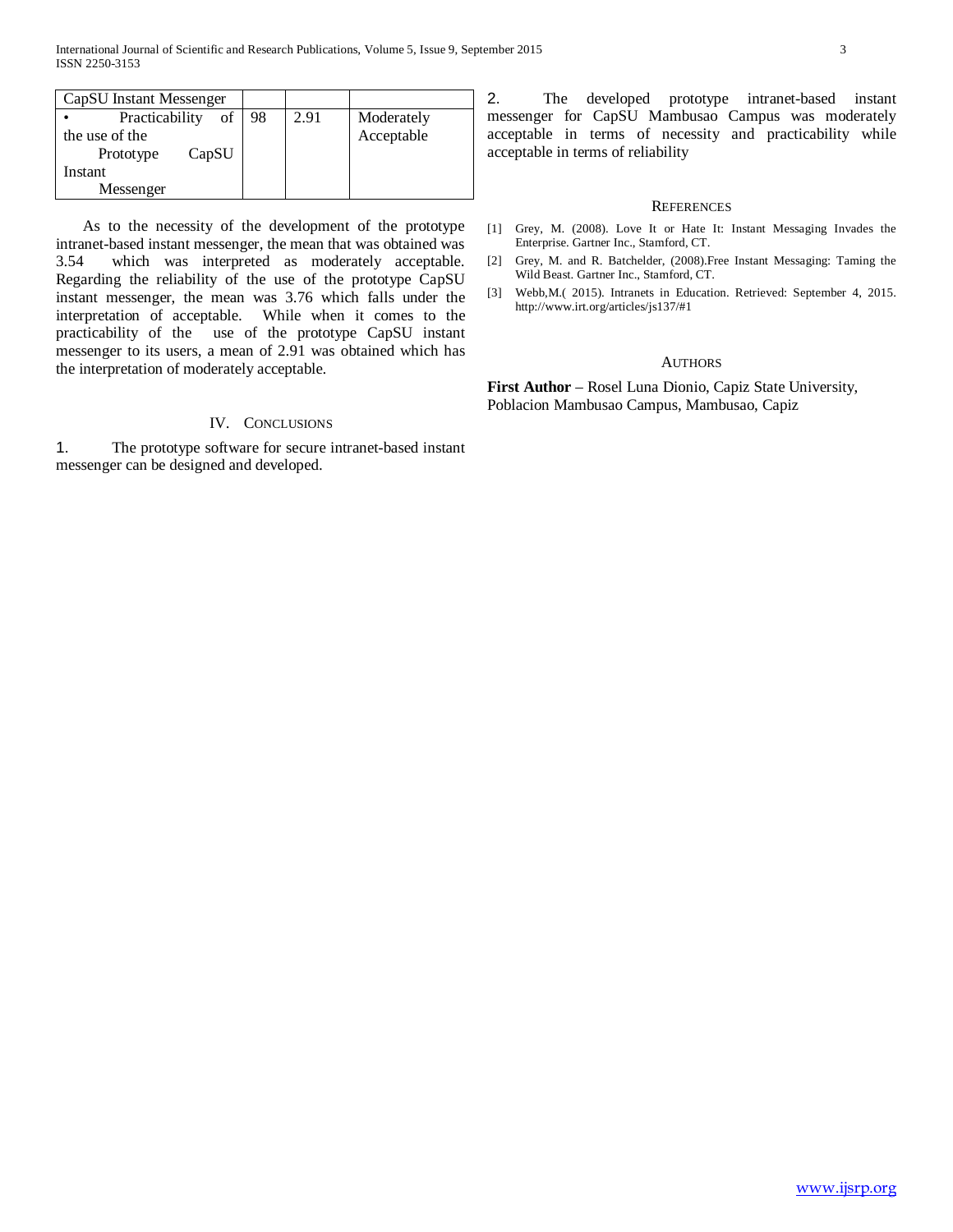| | | | |
|---|---|---|---|
| CapSU Instant Messenger | | | |
| • Practicability of the use of the Prototype CapSU Instant Messenger | 98 | 2.91 | Moderately Acceptable |

As to the necessity of the development of the prototype intranet-based instant messenger, the mean that was obtained was 3.54 which was interpreted as moderately acceptable. Regarding the reliability of the use of the prototype CapSU instant messenger, the mean was 3.76 which falls under the interpretation of acceptable. While when it comes to the practicability of the use of the prototype CapSU instant messenger to its users, a mean of 2.91 was obtained which has the interpretation of moderately acceptable.

## IV. Conclusions

1. The prototype software for secure intranet-based instant messenger can be designed and developed.

2. The developed prototype intranet-based instant messenger for CapSU Mambusao Campus was moderately acceptable in terms of necessity and practicability while acceptable in terms of reliability

## References

[1] Grey, M. (2008). Love It or Hate It: Instant Messaging Invades the Enterprise. Gartner Inc., Stamford, CT.

[2] Grey, M. and R. Batchelder, (2008).Free Instant Messaging: Taming the Wild Beast. Gartner Inc., Stamford, CT.

[3] Webb,M.( 2015). Intranets in Education. Retrieved: September 4, 2015. http://www.irt.org/articles/js137/#1

## Authors

**First Author** – Rosel Luna Dionio, Capiz State University, Poblacion Mambusao Campus, Mambusao, Capiz